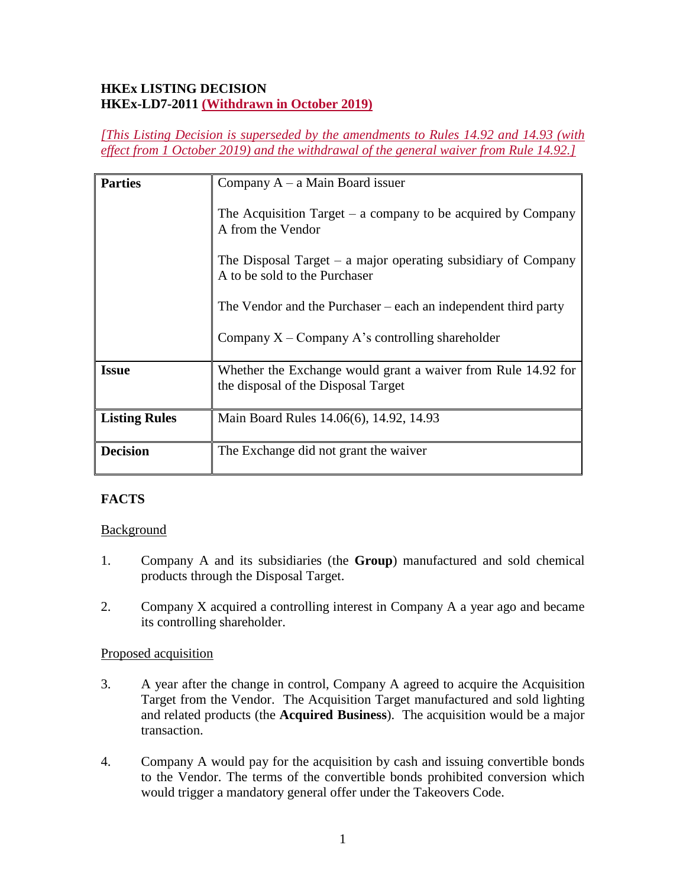**HKEx LISTING DECISION**
**HKEx-LD7-2011 (Withdrawn in October 2019)**

*[This Listing Decision is superseded by the amendments to Rules 14.92 and 14.93 (with effect from 1 October 2019) and the withdrawal of the general waiver from Rule 14.92.]*

| | |
|---|---|
| **Parties** | Company A – a Main Board issuer<br><br>The Acquisition Target – a company to be acquired by Company A from the Vendor<br><br>The Disposal Target – a major operating subsidiary of Company A to be sold to the Purchaser<br><br>The Vendor and the Purchaser – each an independent third party<br><br>Company X – Company A's controlling shareholder |
| **Issue** | Whether the Exchange would grant a waiver from Rule 14.92 for the disposal of the Disposal Target |
| **Listing Rules** | Main Board Rules 14.06(6), 14.92, 14.93 |
| **Decision** | The Exchange did not grant the waiver |

**FACTS**

Background

1. Company A and its subsidiaries (the **Group**) manufactured and sold chemical products through the Disposal Target.

2. Company X acquired a controlling interest in Company A a year ago and became its controlling shareholder.

Proposed acquisition

3. A year after the change in control, Company A agreed to acquire the Acquisition Target from the Vendor. The Acquisition Target manufactured and sold lighting and related products (the **Acquired Business**). The acquisition would be a major transaction.

4. Company A would pay for the acquisition by cash and issuing convertible bonds to the Vendor. The terms of the convertible bonds prohibited conversion which would trigger a mandatory general offer under the Takeovers Code.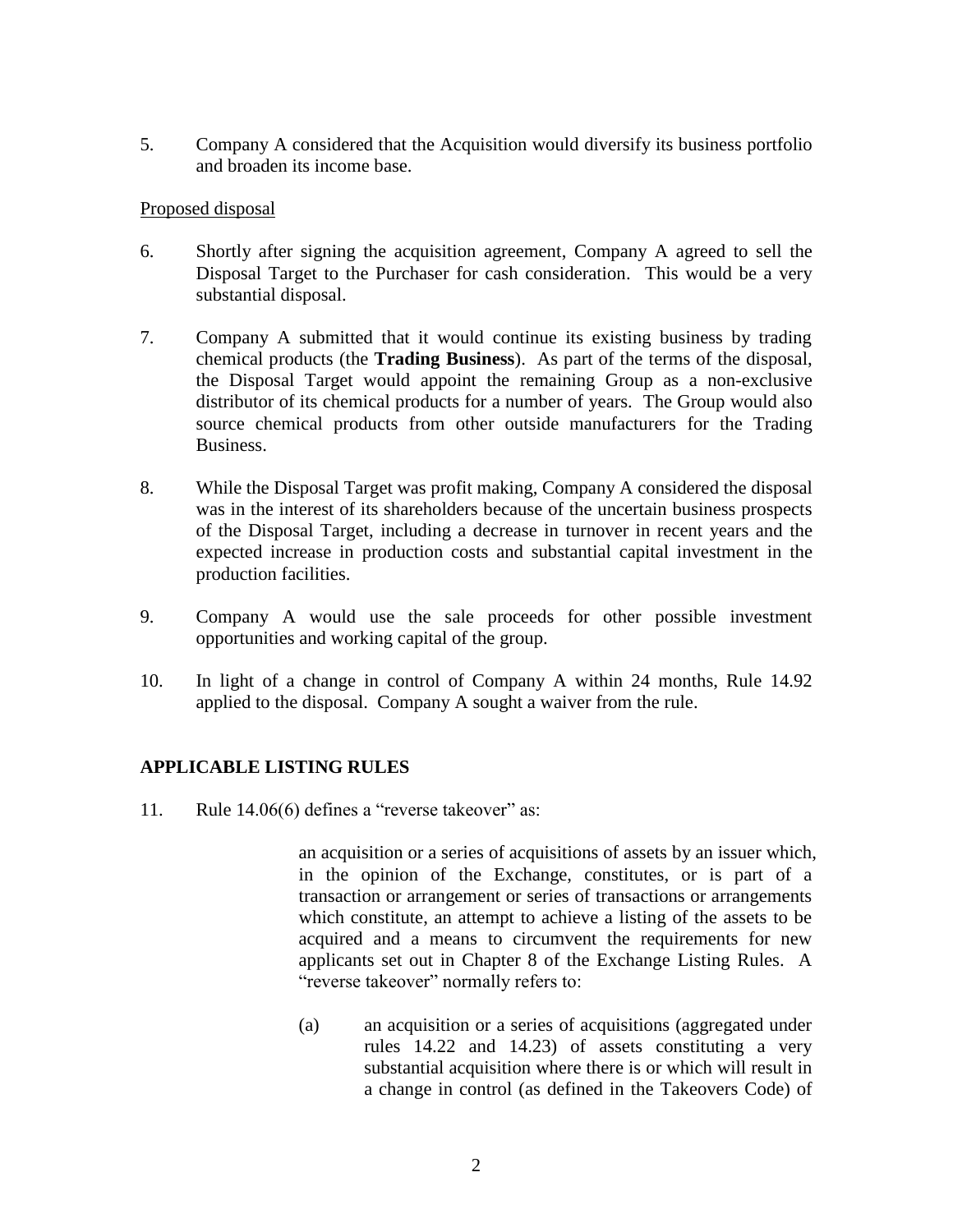5. Company A considered that the Acquisition would diversify its business portfolio and broaden its income base.

Proposed disposal

6. Shortly after signing the acquisition agreement, Company A agreed to sell the Disposal Target to the Purchaser for cash consideration. This would be a very substantial disposal.

7. Company A submitted that it would continue its existing business by trading chemical products (the **Trading Business**). As part of the terms of the disposal, the Disposal Target would appoint the remaining Group as a non-exclusive distributor of its chemical products for a number of years. The Group would also source chemical products from other outside manufacturers for the Trading Business.

8. While the Disposal Target was profit making, Company A considered the disposal was in the interest of its shareholders because of the uncertain business prospects of the Disposal Target, including a decrease in turnover in recent years and the expected increase in production costs and substantial capital investment in the production facilities.

9. Company A would use the sale proceeds for other possible investment opportunities and working capital of the group.

10. In light of a change in control of Company A within 24 months, Rule 14.92 applied to the disposal. Company A sought a waiver from the rule.

## APPLICABLE LISTING RULES

11. Rule 14.06(6) defines a "reverse takeover" as:

> an acquisition or a series of acquisitions of assets by an issuer which, in the opinion of the Exchange, constitutes, or is part of a transaction or arrangement or series of transactions or arrangements which constitute, an attempt to achieve a listing of the assets to be acquired and a means to circumvent the requirements for new applicants set out in Chapter 8 of the Exchange Listing Rules. A "reverse takeover" normally refers to:
>
> (a) an acquisition or a series of acquisitions (aggregated under rules 14.22 and 14.23) of assets constituting a very substantial acquisition where there is or which will result in a change in control (as defined in the Takeovers Code) of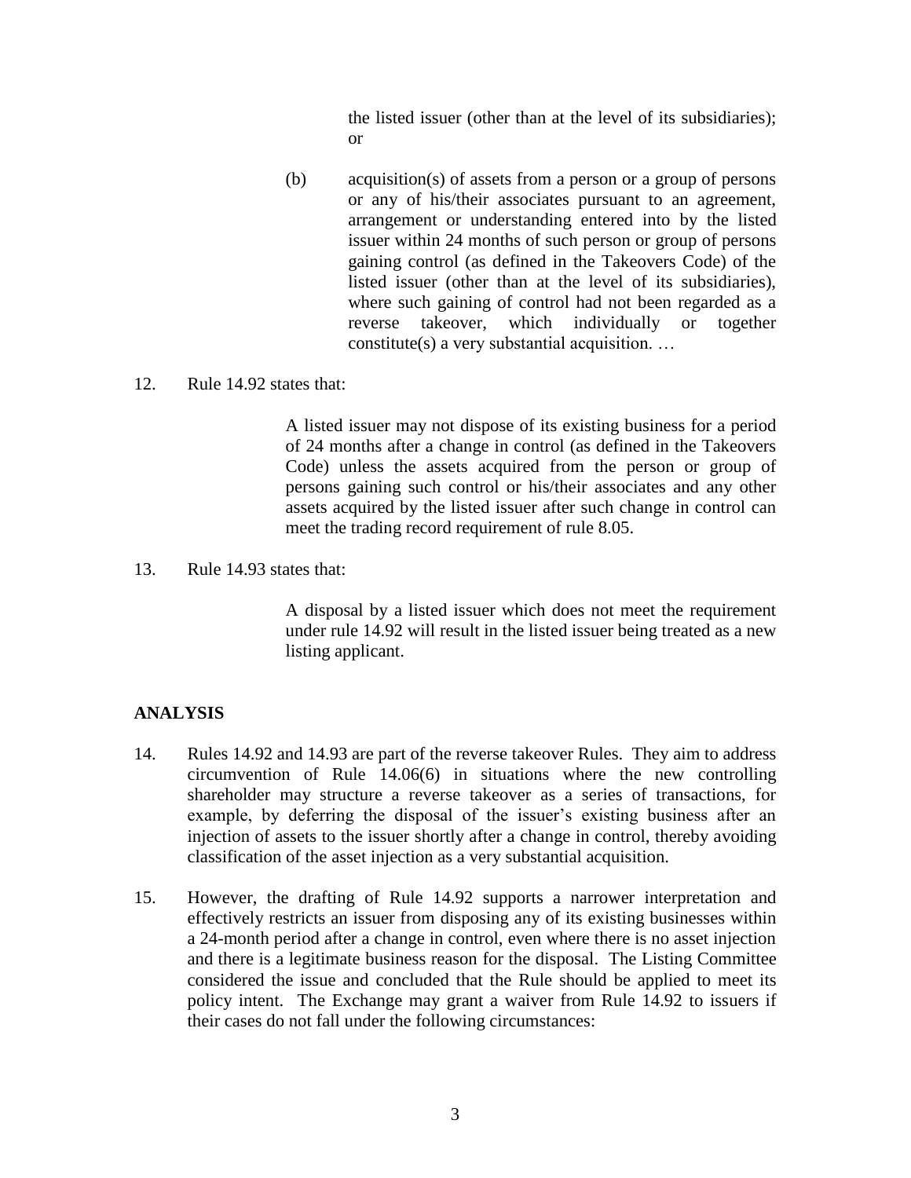the listed issuer (other than at the level of its subsidiaries); or

(b) acquisition(s) of assets from a person or a group of persons or any of his/their associates pursuant to an agreement, arrangement or understanding entered into by the listed issuer within 24 months of such person or group of persons gaining control (as defined in the Takeovers Code) of the listed issuer (other than at the level of its subsidiaries), where such gaining of control had not been regarded as a reverse takeover, which individually or together constitute(s) a very substantial acquisition. …

12. Rule 14.92 states that:

> A listed issuer may not dispose of its existing business for a period of 24 months after a change in control (as defined in the Takeovers Code) unless the assets acquired from the person or group of persons gaining such control or his/their associates and any other assets acquired by the listed issuer after such change in control can meet the trading record requirement of rule 8.05.

13. Rule 14.93 states that:

> A disposal by a listed issuer which does not meet the requirement under rule 14.92 will result in the listed issuer being treated as a new listing applicant.

## ANALYSIS

14. Rules 14.92 and 14.93 are part of the reverse takeover Rules. They aim to address circumvention of Rule 14.06(6) in situations where the new controlling shareholder may structure a reverse takeover as a series of transactions, for example, by deferring the disposal of the issuer's existing business after an injection of assets to the issuer shortly after a change in control, thereby avoiding classification of the asset injection as a very substantial acquisition.

15. However, the drafting of Rule 14.92 supports a narrower interpretation and effectively restricts an issuer from disposing any of its existing businesses within a 24-month period after a change in control, even where there is no asset injection and there is a legitimate business reason for the disposal. The Listing Committee considered the issue and concluded that the Rule should be applied to meet its policy intent. The Exchange may grant a waiver from Rule 14.92 to issuers if their cases do not fall under the following circumstances: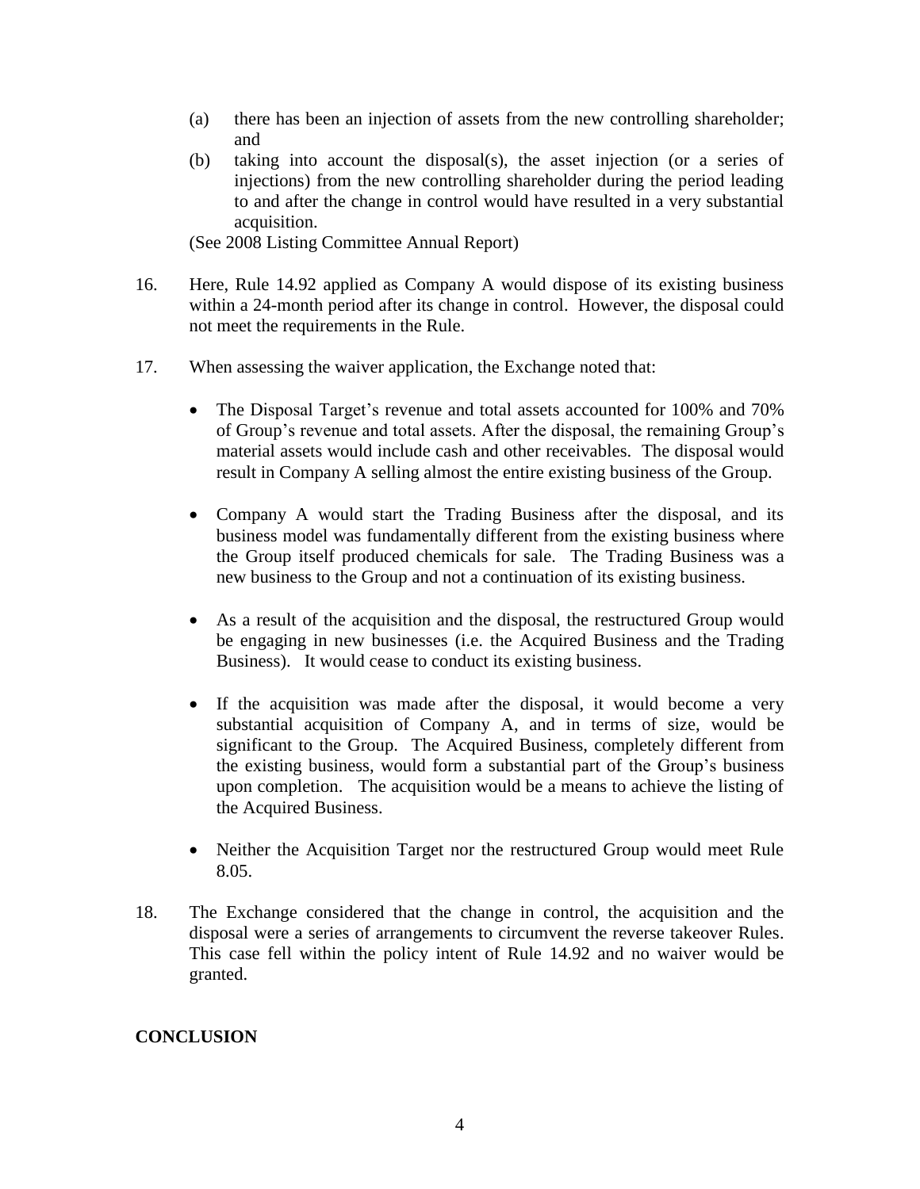(a) there has been an injection of assets from the new controlling shareholder; and

(b) taking into account the disposal(s), the asset injection (or a series of injections) from the new controlling shareholder during the period leading to and after the change in control would have resulted in a very substantial acquisition.

(See 2008 Listing Committee Annual Report)

16. Here, Rule 14.92 applied as Company A would dispose of its existing business within a 24-month period after its change in control. However, the disposal could not meet the requirements in the Rule.

17. When assessing the waiver application, the Exchange noted that:

- The Disposal Target's revenue and total assets accounted for 100% and 70% of Group's revenue and total assets. After the disposal, the remaining Group's material assets would include cash and other receivables. The disposal would result in Company A selling almost the entire existing business of the Group.

- Company A would start the Trading Business after the disposal, and its business model was fundamentally different from the existing business where the Group itself produced chemicals for sale. The Trading Business was a new business to the Group and not a continuation of its existing business.

- As a result of the acquisition and the disposal, the restructured Group would be engaging in new businesses (i.e. the Acquired Business and the Trading Business). It would cease to conduct its existing business.

- If the acquisition was made after the disposal, it would become a very substantial acquisition of Company A, and in terms of size, would be significant to the Group. The Acquired Business, completely different from the existing business, would form a substantial part of the Group's business upon completion. The acquisition would be a means to achieve the listing of the Acquired Business.

- Neither the Acquisition Target nor the restructured Group would meet Rule 8.05.

18. The Exchange considered that the change in control, the acquisition and the disposal were a series of arrangements to circumvent the reverse takeover Rules. This case fell within the policy intent of Rule 14.92 and no waiver would be granted.

**CONCLUSION**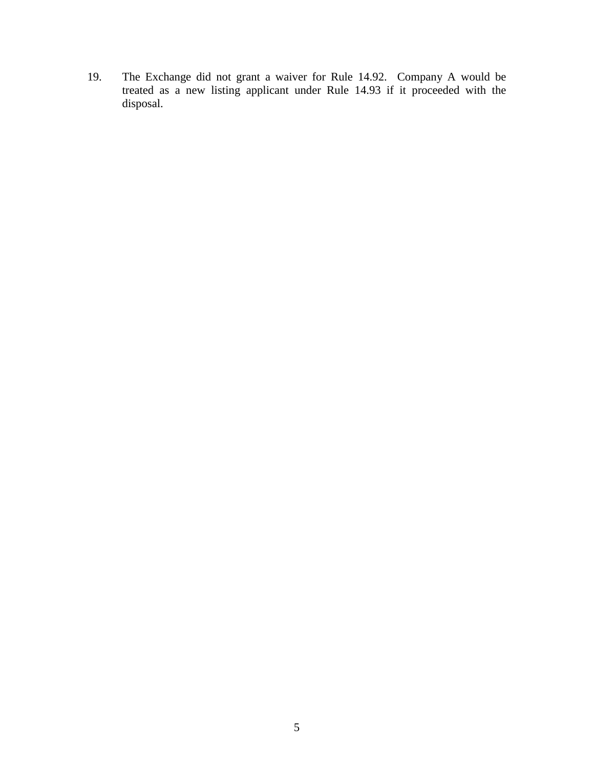19. The Exchange did not grant a waiver for Rule 14.92. Company A would be treated as a new listing applicant under Rule 14.93 if it proceeded with the disposal.